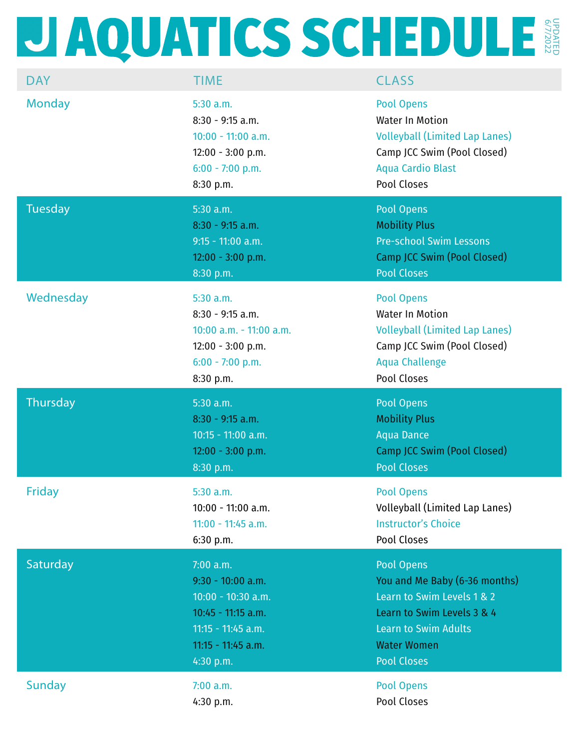# J AQUATICS SCHEDULE

UPDATED 6/7/2022

| DAY | TIME | CLASS |
|---|---|---|
| Monday | 5:30 a.m. | Pool Opens |
| | 8:30 - 9:15 a.m. | Water In Motion |
| | 10:00 - 11:00 a.m. | Volleyball (Limited Lap Lanes) |
| | 12:00 - 3:00 p.m. | Camp JCC Swim (Pool Closed) |
| | 6:00 - 7:00 p.m. | Aqua Cardio Blast |
| | 8:30 p.m. | Pool Closes |
| Tuesday | 5:30 a.m. | Pool Opens |
| | 8:30 - 9:15 a.m. | Mobility Plus |
| | 9:15 - 11:00 a.m. | Pre-school Swim Lessons |
| | 12:00 - 3:00 p.m. | Camp JCC Swim (Pool Closed) |
| | 8:30 p.m. | Pool Closes |
| Wednesday | 5:30 a.m. | Pool Opens |
| | 8:30 - 9:15 a.m. | Water In Motion |
| | 10:00 a.m. - 11:00 a.m. | Volleyball (Limited Lap Lanes) |
| | 12:00 - 3:00 p.m. | Camp JCC Swim (Pool Closed) |
| | 6:00 - 7:00 p.m. | Aqua Challenge |
| | 8:30 p.m. | Pool Closes |
| Thursday | 5:30 a.m. | Pool Opens |
| | 8:30 - 9:15 a.m. | Mobility Plus |
| | 10:15 - 11:00 a.m. | Aqua Dance |
| | 12:00 - 3:00 p.m. | Camp JCC Swim (Pool Closed) |
| | 8:30 p.m. | Pool Closes |
| Friday | 5:30 a.m. | Pool Opens |
| | 10:00 - 11:00 a.m. | Volleyball (Limited Lap Lanes) |
| | 11:00 - 11:45 a.m. | Instructor's Choice |
| | 6:30 p.m. | Pool Closes |
| Saturday | 7:00 a.m. | Pool Opens |
| | 9:30 - 10:00 a.m. | You and Me Baby (6-36 months) |
| | 10:00 - 10:30 a.m. | Learn to Swim Levels 1 & 2 |
| | 10:45 - 11:15 a.m. | Learn to Swim Levels 3 & 4 |
| | 11:15 - 11:45 a.m. | Learn to Swim Adults |
| | 11:15 - 11:45 a.m. | Water Women |
| | 4:30 p.m. | Pool Closes |
| Sunday | 7:00 a.m. | Pool Opens |
| | 4:30 p.m. | Pool Closes |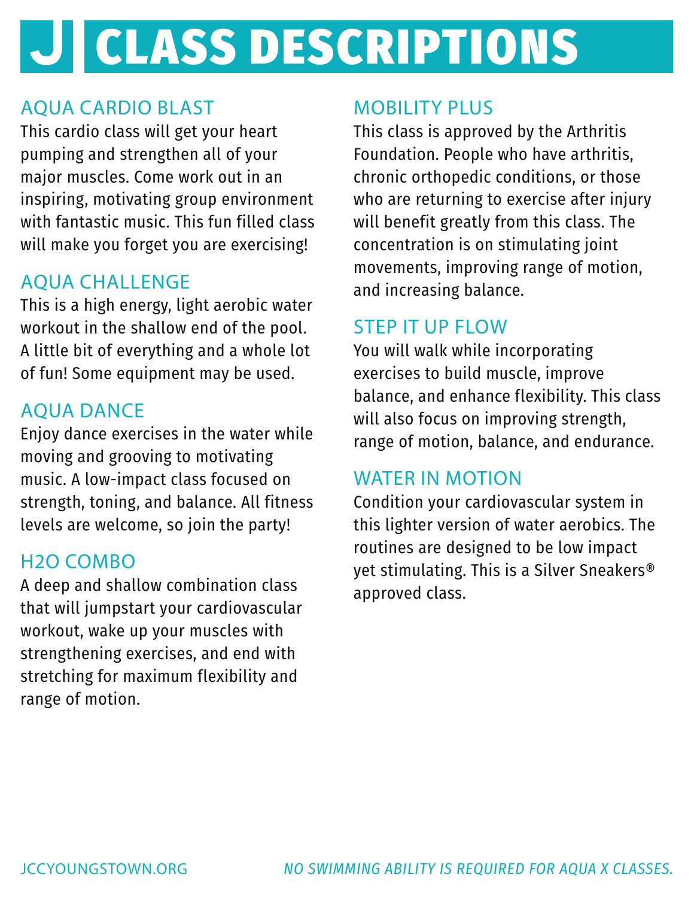# J CLASS DESCRIPTIONS

## AQUA CARDIO BLAST

This cardio class will get your heart pumping and strengthen all of your major muscles. Come work out in an inspiring, motivating group environment with fantastic music. This fun filled class will make you forget you are exercising!

## AQUA CHALLENGE

This is a high energy, light aerobic water workout in the shallow end of the pool. A little bit of everything and a whole lot of fun! Some equipment may be used.

## AQUA DANCE

Enjoy dance exercises in the water while moving and grooving to motivating music. A low-impact class focused on strength, toning, and balance. All fitness levels are welcome, so join the party!

## H2O COMBO

A deep and shallow combination class that will jumpstart your cardiovascular workout, wake up your muscles with strengthening exercises, and end with stretching for maximum flexibility and range of motion.

## MOBILITY PLUS

This class is approved by the Arthritis Foundation. People who have arthritis, chronic orthopedic conditions, or those who are returning to exercise after injury will benefit greatly from this class. The concentration is on stimulating joint movements, improving range of motion, and increasing balance.

## STEP IT UP FLOW

You will walk while incorporating exercises to build muscle, improve balance, and enhance flexibility. This class will also focus on improving strength, range of motion, balance, and endurance.

## WATER IN MOTION

Condition your cardiovascular system in this lighter version of water aerobics. The routines are designed to be low impact yet stimulating. This is a Silver Sneakers® approved class.

JCCYOUNGSTOWN.ORG

*NO SWIMMING ABILITY IS REQUIRED FOR AQUA X CLASSES.*